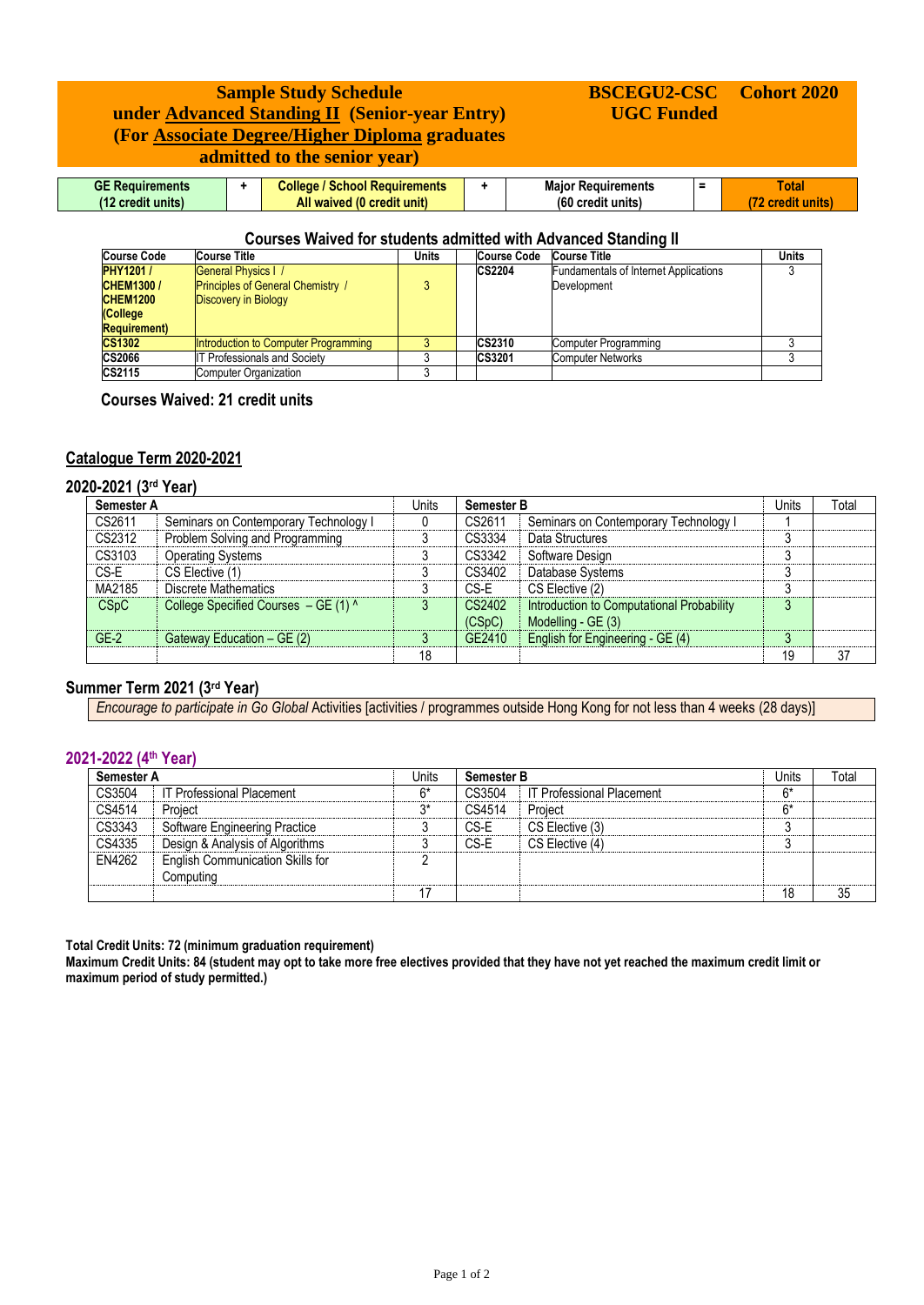# Sample Study Schedule under Advanced Standing II (Senior-year Entry) (For Associate Degree/Higher Diploma graduates admitted to the senior year)

**BSCEGU2-CSC Cohort 2020**
**UGC Funded**

| GE Requirements (12 credit units) | + | College / School Requirements All waived (0 credit unit) | + | Major Requirements (60 credit units) | = | Total (72 credit units) |
|---|---|---|---|---|---|---|

## Courses Waived for students admitted with Advanced Standing II

| Course Code | Course Title | Units | Course Code | Course Title | Units |
|---|---|---|---|---|---|
| **PHY1201 / CHEM1300 / CHEM1200 (College Requirement)** | General Physics I / Principles of General Chemistry / Discovery in Biology | 3 | **CS2204** | Fundamentals of Internet Applications Development | 3 |
| **CS1302** | Introduction to Computer Programming | 3 | **CS2310** | Computer Programming | 3 |
| **CS2066** | IT Professionals and Society | 3 | **CS3201** | Computer Networks | 3 |
| **CS2115** | Computer Organization | 3 | | | |

**Courses Waived: 21 credit units**

## Catalogue Term 2020-2021

### 2020-2021 (3rd Year)

| Semester A | | Units | Semester B | | Units | Total |
|---|---|---|---|---|---|---|
| CS2611 | Seminars on Contemporary Technology I | 0 | CS2611 | Seminars on Contemporary Technology I | 1 | |
| CS2312 | Problem Solving and Programming | 3 | CS3334 | Data Structures | 3 | |
| CS3103 | Operating Systems | 3 | CS3342 | Software Design | 3 | |
| CS-E | CS Elective (1) | 3 | CS3402 | Database Systems | 3 | |
| MA2185 | Discrete Mathematics | 3 | CS-E | CS Elective (2) | 3 | |
| CSpC | College Specified Courses – GE (1) ^ | 3 | CS2402 (CSpC) | Introduction to Computational Probability Modelling - GE (3) | 3 | |
| GE-2 | Gateway Education – GE (2) | 3 | GE2410 | English for Engineering - GE (4) | 3 | |
| | | 18 | | | 19 | 37 |

### Summer Term 2021 (3rd Year)

*Encourage to participate in Go Global* Activities [activities / programmes outside Hong Kong for not less than 4 weeks (28 days)]

### 2021-2022 (4th Year)

| Semester A | | Units | Semester B | | Units | Total |
|---|---|---|---|---|---|---|
| CS3504 | IT Professional Placement | 6* | CS3504 | IT Professional Placement | 6* | |
| CS4514 | Project | 3* | CS4514 | Project | 6* | |
| CS3343 | Software Engineering Practice | 3 | CS-E | CS Elective (3) | 3 | |
| CS4335 | Design & Analysis of Algorithms | 3 | CS-E | CS Elective (4) | 3 | |
| EN4262 | English Communication Skills for Computing | 2 | | | | |
| | | 17 | | | 18 | 35 |

**Total Credit Units: 72 (minimum graduation requirement)**
**Maximum Credit Units: 84 (student may opt to take more free electives provided that they have not yet reached the maximum credit limit or maximum period of study permitted.)**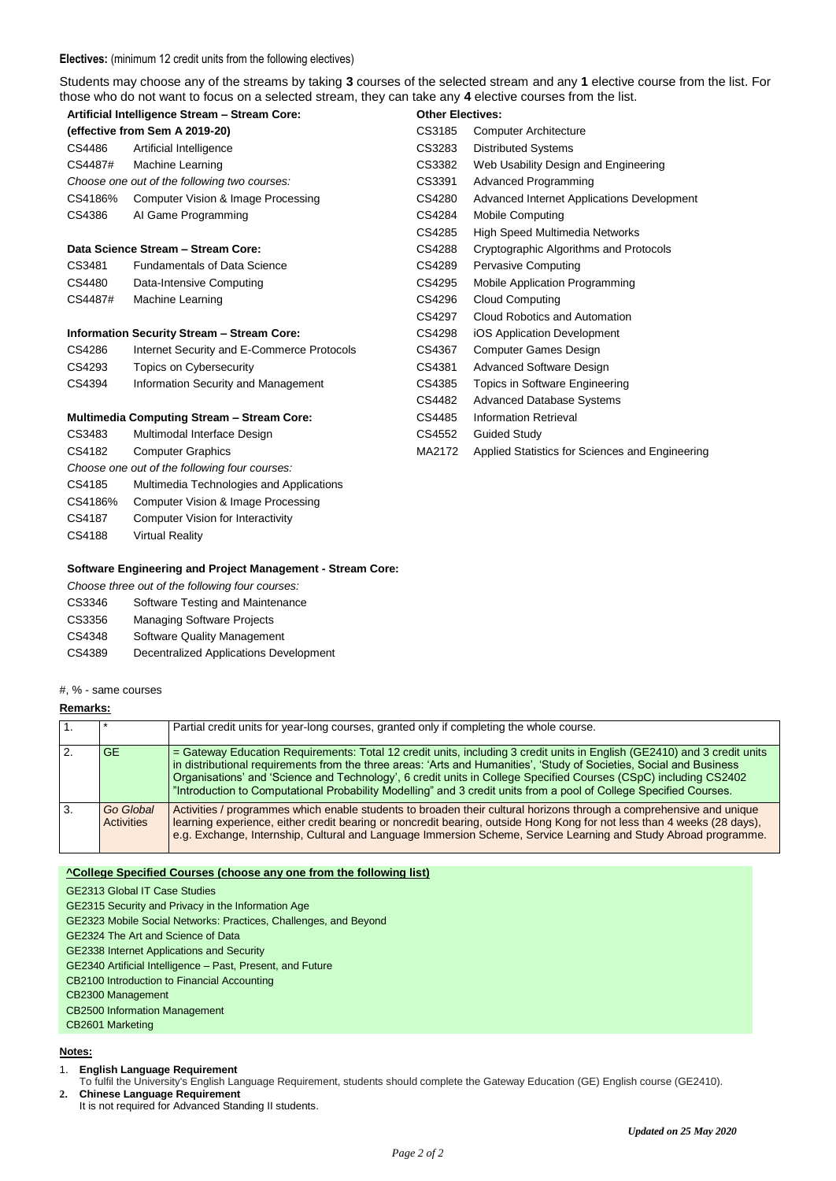**Electives:** (minimum 12 credit units from the following electives)

Students may choose any of the streams by taking **3** courses of the selected stream and any **1** elective course from the list. For those who do not want to focus on a selected stream, they can take any **4** elective courses from the list.

**Artificial Intelligence Stream – Stream Core:**
**(effective from Sem A 2019-20)**

| | |
|---|---|
| CS4486 | Artificial Intelligence |
| CS4487# | Machine Learning |

*Choose one out of the following two courses:*

| | |
|---|---|
| CS4186% | Computer Vision & Image Processing |
| CS4386 | AI Game Programming |

**Data Science Stream – Stream Core:**

| | |
|---|---|
| CS3481 | Fundamentals of Data Science |
| CS4480 | Data-Intensive Computing |
| CS4487# | Machine Learning |

**Information Security Stream – Stream Core:**

| | |
|---|---|
| CS4286 | Internet Security and E-Commerce Protocols |
| CS4293 | Topics on Cybersecurity |
| CS4394 | Information Security and Management |

**Multimedia Computing Stream – Stream Core:**

| | |
|---|---|
| CS3483 | Multimodal Interface Design |
| CS4182 | Computer Graphics |

*Choose one out of the following four courses:*

| | |
|---|---|
| CS4185 | Multimedia Technologies and Applications |
| CS4186% | Computer Vision & Image Processing |
| CS4187 | Computer Vision for Interactivity |
| CS4188 | Virtual Reality |

**Software Engineering and Project Management - Stream Core:**

*Choose three out of the following four courses:*

| | |
|---|---|
| CS3346 | Software Testing and Maintenance |
| CS3356 | Managing Software Projects |
| CS4348 | Software Quality Management |
| CS4389 | Decentralized Applications Development |

**Other Electives:**

| | |
|---|---|
| CS3185 | Computer Architecture |
| CS3283 | Distributed Systems |
| CS3382 | Web Usability Design and Engineering |
| CS3391 | Advanced Programming |
| CS4280 | Advanced Internet Applications Development |
| CS4284 | Mobile Computing |
| CS4285 | High Speed Multimedia Networks |
| CS4288 | Cryptographic Algorithms and Protocols |
| CS4289 | Pervasive Computing |
| CS4295 | Mobile Application Programming |
| CS4296 | Cloud Computing |
| CS4297 | Cloud Robotics and Automation |
| CS4298 | iOS Application Development |
| CS4367 | Computer Games Design |
| CS4381 | Advanced Software Design |
| CS4385 | Topics in Software Engineering |
| CS4482 | Advanced Database Systems |
| CS4485 | Information Retrieval |
| CS4552 | Guided Study |
| MA2172 | Applied Statistics for Sciences and Engineering |

#, % - same courses

**Remarks:**

| | | |
|---|---|---|
| 1. | * | Partial credit units for year-long courses, granted only if completing the whole course. |
| 2. | GE | = Gateway Education Requirements: Total 12 credit units, including 3 credit units in English (GE2410) and 3 credit units in distributional requirements from the three areas: 'Arts and Humanities', 'Study of Societies, Social and Business Organisations' and 'Science and Technology', 6 credit units in College Specified Courses (CSpC) including CS2402 "Introduction to Computational Probability Modelling" and 3 credit units from a pool of College Specified Courses. |
| 3. | *Go Global Activities* | Activities / programmes which enable students to broaden their cultural horizons through a comprehensive and unique learning experience, either credit bearing or noncredit bearing, outside Hong Kong for not less than 4 weeks (28 days), e.g. Exchange, Internship, Cultural and Language Immersion Scheme, Service Learning and Study Abroad programme. |

**^College Specified Courses (choose any one from the following list)**

GE2313 Global IT Case Studies
GE2315 Security and Privacy in the Information Age
GE2323 Mobile Social Networks: Practices, Challenges, and Beyond
GE2324 The Art and Science of Data
GE2338 Internet Applications and Security
GE2340 Artificial Intelligence – Past, Present, and Future
CB2100 Introduction to Financial Accounting
CB2300 Management
CB2500 Information Management
CB2601 Marketing

**Notes:**

1. **English Language Requirement**
   To fulfil the University's English Language Requirement, students should complete the Gateway Education (GE) English course (GE2410).
2. **Chinese Language Requirement**
   It is not required for Advanced Standing II students.

*Updated on 25 May 2020*